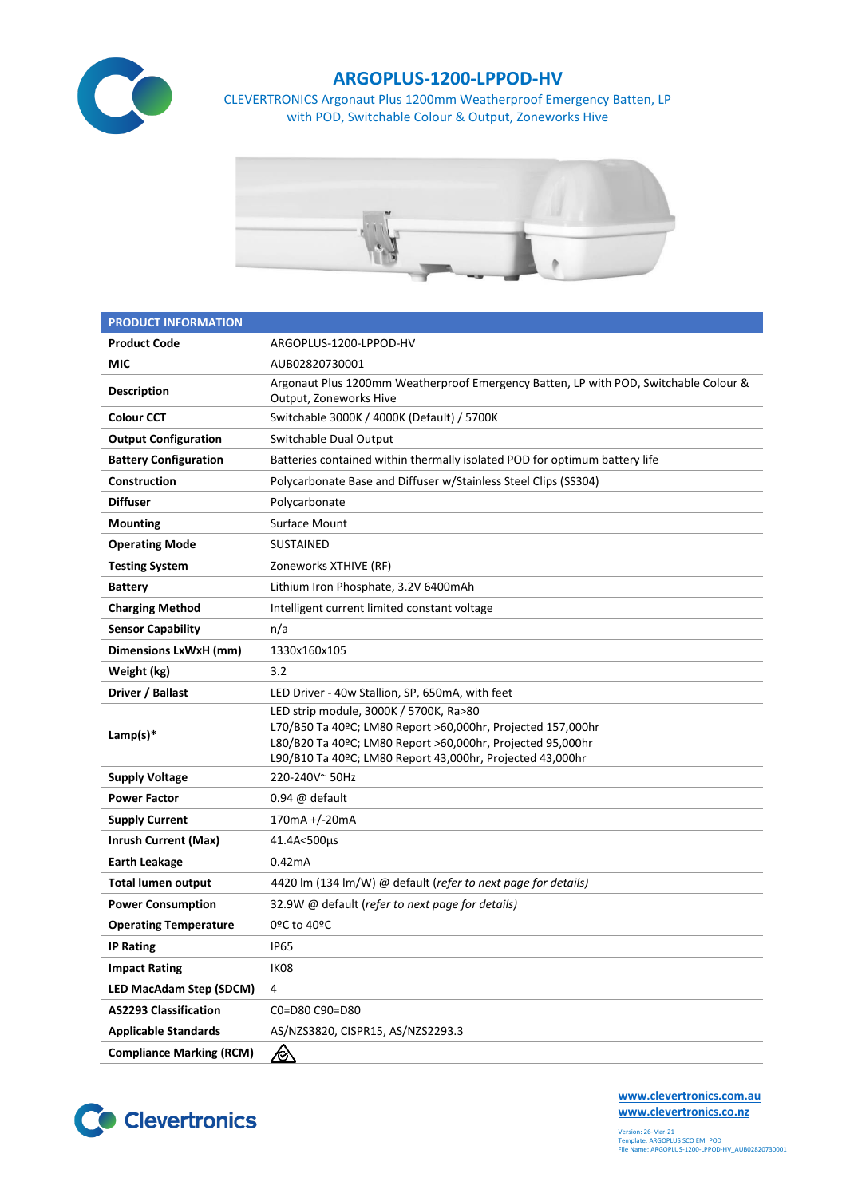# ARGOPLUS-1200-LPPOD-HV

CLEVERTRONICS Argonaut Plus 1200mm Weatherproof Emergency Batten, LP with POD, Switchable Colour & Output, Zoneworks Hive

| PRODUCT INFORMATION | |
|---|---|
| **Product Code** | ARGOPLUS-1200-LPPOD-HV |
| **MIC** | AUB02820730001 |
| **Description** | Argonaut Plus 1200mm Weatherproof Emergency Batten, LP with POD, Switchable Colour & Output, Zoneworks Hive |
| **Colour CCT** | Switchable 3000K / 4000K (Default) / 5700K |
| **Output Configuration** | Switchable Dual Output |
| **Battery Configuration** | Batteries contained within thermally isolated POD for optimum battery life |
| **Construction** | Polycarbonate Base and Diffuser w/Stainless Steel Clips (SS304) |
| **Diffuser** | Polycarbonate |
| **Mounting** | Surface Mount |
| **Operating Mode** | SUSTAINED |
| **Testing System** | Zoneworks XTHIVE (RF) |
| **Battery** | Lithium Iron Phosphate, 3.2V 6400mAh |
| **Charging Method** | Intelligent current limited constant voltage |
| **Sensor Capability** | n/a |
| **Dimensions LxWxH (mm)** | 1330x160x105 |
| **Weight (kg)** | 3.2 |
| **Driver / Ballast** | LED Driver - 40w Stallion, SP, 650mA, with feet |
| **Lamp(s)*** | LED strip module, 3000K / 5700K, Ra>80<br>L70/B50 Ta 40ºC; LM80 Report >60,000hr, Projected 157,000hr<br>L80/B20 Ta 40ºC; LM80 Report >60,000hr, Projected 95,000hr<br>L90/B10 Ta 40ºC; LM80 Report 43,000hr, Projected 43,000hr |
| **Supply Voltage** | 220-240V~ 50Hz |
| **Power Factor** | 0.94 @ default |
| **Supply Current** | 170mA +/-20mA |
| **Inrush Current (Max)** | 41.4A<500µs |
| **Earth Leakage** | 0.42mA |
| **Total lumen output** | 4420 lm (134 lm/W) @ default (*refer to next page for details)* |
| **Power Consumption** | 32.9W @ default (*refer to next page for details)* |
| **Operating Temperature** | 0ºC to 40ºC |
| **IP Rating** | IP65 |
| **Impact Rating** | IK08 |
| **LED MacAdam Step (SDCM)** | 4 |
| **AS2293 Classification** | C0=D80 C90=D80 |
| **Applicable Standards** | AS/NZS3820, CISPR15, AS/NZS2293.3 |
| **Compliance Marking (RCM)** | |

Clevertronics

www.clevertronics.com.au
www.clevertronics.co.nz

Version: 26-Mar-21
Template: ARGOPLUS SCO EM_POD
File Name: ARGOPLUS-1200-LPPOD-HV_AUB02820730001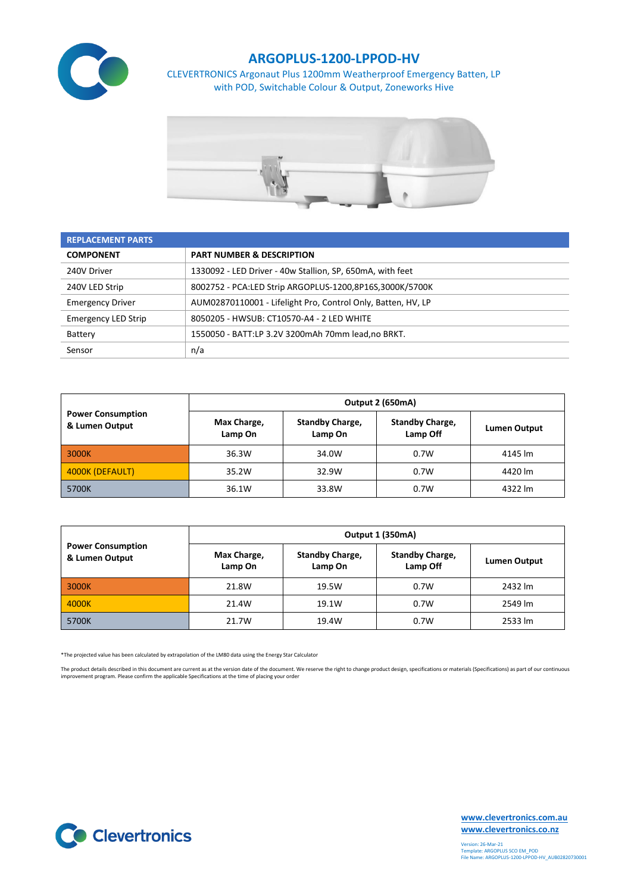# ARGOPLUS-1200-LPPOD-HV

CLEVERTRONICS Argonaut Plus 1200mm Weatherproof Emergency Batten, LP with POD, Switchable Colour & Output, Zoneworks Hive

| REPLACEMENT PARTS | |
|---|---|
| **COMPONENT** | **PART NUMBER & DESCRIPTION** |
| 240V Driver | 1330092 - LED Driver - 40w Stallion, SP, 650mA, with feet |
| 240V LED Strip | 8002752 - PCA:LED Strip ARGOPLUS-1200,8P16S,3000K/5700K |
| Emergency Driver | AUM02870110001 - Lifelight Pro, Control Only, Batten, HV, LP |
| Emergency LED Strip | 8050205 - HWSUB: CT10570-A4 - 2 LED WHITE |
| Battery | 1550050 - BATT:LP 3.2V 3200mAh 70mm lead,no BRKT. |
| Sensor | n/a |

| Power Consumption & Lumen Output | Output 2 (650mA) | | | |
|---|---|---|---|---|
| | Max Charge, Lamp On | Standby Charge, Lamp On | Standby Charge, Lamp Off | Lumen Output |
| 3000K | 36.3W | 34.0W | 0.7W | 4145 lm |
| 4000K (DEFAULT) | 35.2W | 32.9W | 0.7W | 4420 lm |
| 5700K | 36.1W | 33.8W | 0.7W | 4322 lm |

| Power Consumption & Lumen Output | Output 1 (350mA) | | | |
|---|---|---|---|---|
| | Max Charge, Lamp On | Standby Charge, Lamp On | Standby Charge, Lamp Off | Lumen Output |
| 3000K | 21.8W | 19.5W | 0.7W | 2432 lm |
| 4000K | 21.4W | 19.1W | 0.7W | 2549 lm |
| 5700K | 21.7W | 19.4W | 0.7W | 2533 lm |

*The projected value has been calculated by extrapolation of the LM80 data using the Energy Star Calculator

The product details described in this document are current as at the version date of the document. We reserve the right to change product design, specifications or materials (Specifications) as part of our continuous improvement program. Please confirm the applicable Specifications at the time of placing your order

www.clevertronics.com.au
www.clevertronics.co.nz

Version: 26-Mar-21
Template: ARGOPLUS SCO EM_POD
File Name: ARGOPLUS-1200-LPPOD-HV_AUB02820730001